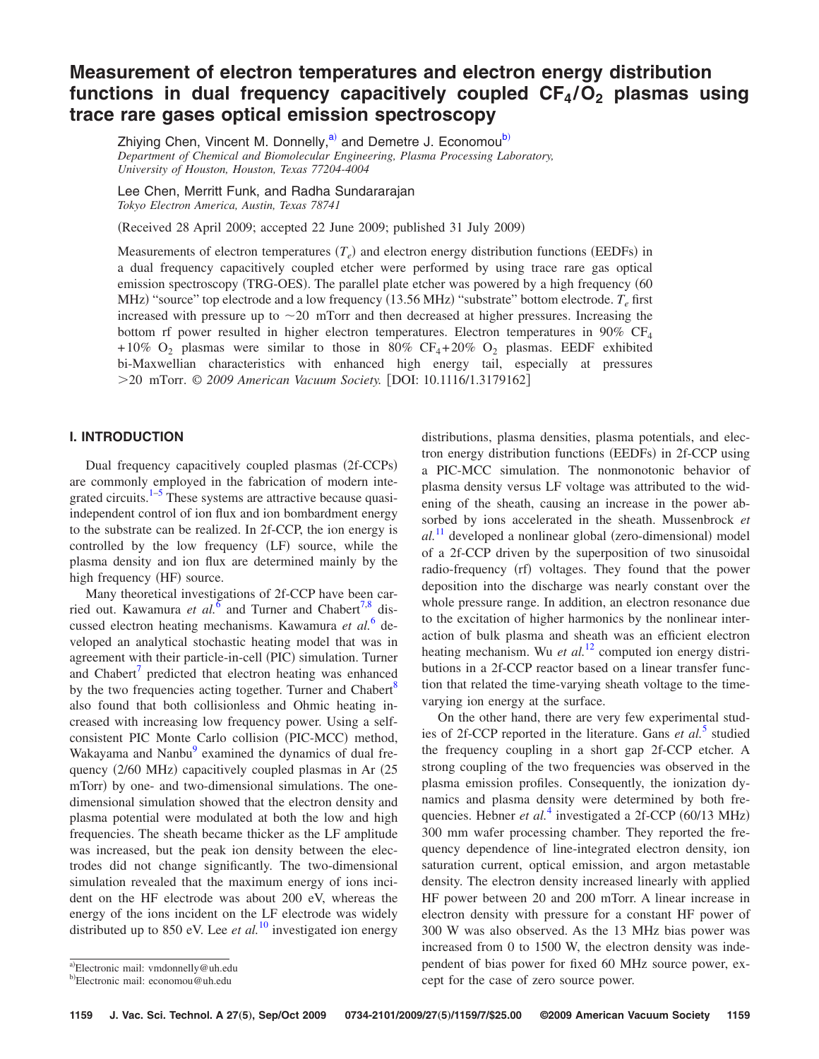# Measurement of electron temperatures and electron energy distribution functions in dual frequency capacitively coupled $CF_4/O_2$ plasmas using trace rare gases optical emission spectroscopy

Zhiying Chen, Vincent M. Donnelly,[a] and Demetre J. Economou[b]

*Department of Chemical and Biomolecular Engineering, Plasma Processing Laboratory, University of Houston, Houston, Texas 77204-4004*

Lee Chen, Merritt Funk, and Radha Sundararajan

*Tokyo Electron America, Austin, Texas 78741*

(Received 28 April 2009; accepted 22 June 2009; published 31 July 2009)

Measurements of electron temperatures ($T_e$) and electron energy distribution functions (EEDFs) in a dual frequency capacitively coupled etcher were performed by using trace rare gas optical emission spectroscopy (TRG-OES). The parallel plate etcher was powered by a high frequency (60 MHz) "source" top electrode and a low frequency (13.56 MHz) "substrate" bottom electrode. $T_e$ first increased with pressure up to ~20 mTorr and then decreased at higher pressures. Increasing the bottom rf power resulted in higher electron temperatures. Electron temperatures in 90% $CF_4$ +10% $O_2$ plasmas were similar to those in 80% $CF_4$+20% $O_2$ plasmas. EEDF exhibited bi-Maxwellian characteristics with enhanced high energy tail, especially at pressures >20 mTorr. © *2009 American Vacuum Society.* [DOI: 10.1116/1.3179162]

## I. INTRODUCTION

Dual frequency capacitively coupled plasmas (2f-CCPs) are commonly employed in the fabrication of modern integrated circuits.[1–5] These systems are attractive because quasi-independent control of ion flux and ion bombardment energy to the substrate can be realized. In 2f-CCP, the ion energy is controlled by the low frequency (LF) source, while the plasma density and ion flux are determined mainly by the high frequency (HF) source.

Many theoretical investigations of 2f-CCP have been carried out. Kawamura *et al.*[6] and Turner and Chabert[7,8] discussed electron heating mechanisms. Kawamura *et al.*[6] developed an analytical stochastic heating model that was in agreement with their particle-in-cell (PIC) simulation. Turner and Chabert[7] predicted that electron heating was enhanced by the two frequencies acting together. Turner and Chabert[8] also found that both collisionless and Ohmic heating increased with increasing low frequency power. Using a self-consistent PIC Monte Carlo collision (PIC-MCC) method, Wakayama and Nanbu[9] examined the dynamics of dual frequency (2/60 MHz) capacitively coupled plasmas in Ar (25 mTorr) by one- and two-dimensional simulations. The one-dimensional simulation showed that the electron density and plasma potential were modulated at both the low and high frequencies. The sheath became thicker as the LF amplitude was increased, but the peak ion density between the electrodes did not change significantly. The two-dimensional simulation revealed that the maximum energy of ions incident on the HF electrode was about 200 eV, whereas the energy of the ions incident on the LF electrode was widely distributed up to 850 eV. Lee *et al.*[10] investigated ion energy distributions, plasma densities, plasma potentials, and electron energy distribution functions (EEDFs) in 2f-CCP using a PIC-MCC simulation. The nonmonotonic behavior of plasma density versus LF voltage was attributed to the widening of the sheath, causing an increase in the power absorbed by ions accelerated in the sheath. Mussenbrock *et al.*[11] developed a nonlinear global (zero-dimensional) model of a 2f-CCP driven by the superposition of two sinusoidal radio-frequency (rf) voltages. They found that the power deposition into the discharge was nearly constant over the whole pressure range. In addition, an electron resonance due to the excitation of higher harmonics by the nonlinear interaction of bulk plasma and sheath was an efficient electron heating mechanism. Wu *et al.*[12] computed ion energy distributions in a 2f-CCP reactor based on a linear transfer function that related the time-varying sheath voltage to the time-varying ion energy at the surface.

On the other hand, there are very few experimental studies of 2f-CCP reported in the literature. Gans *et al.*[5] studied the frequency coupling in a short gap 2f-CCP etcher. A strong coupling of the two frequencies was observed in the plasma emission profiles. Consequently, the ionization dynamics and plasma density were determined by both frequencies. Hebner *et al.*[4] investigated a 2f-CCP (60/13 MHz) 300 mm wafer processing chamber. They reported the frequency dependence of line-integrated electron density, ion saturation current, optical emission, and argon metastable density. The electron density increased linearly with applied HF power between 20 and 200 mTorr. A linear increase in electron density with pressure for a constant HF power of 300 W was also observed. As the 13 MHz bias power was increased from 0 to 1500 W, the electron density was independent of bias power for fixed 60 MHz source power, except for the case of zero source power.

[a]Electronic mail: vmdonnelly@uh.edu

[b]Electronic mail: economou@uh.edu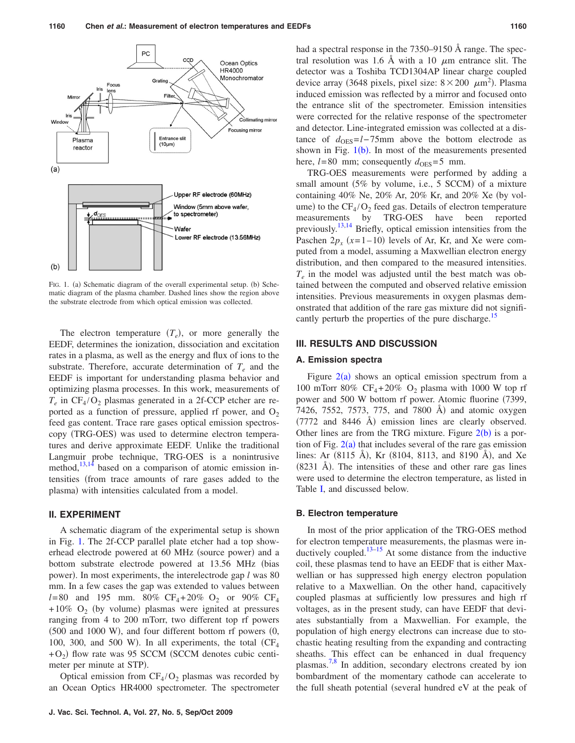FIG. 1. (a) Schematic diagram of the overall experimental setup. (b) Schematic diagram of the plasma chamber. Dashed lines show the region above the substrate electrode from which optical emission was collected.

The electron temperature ($T_e$), or more generally the EEDF, determines the ionization, dissociation and excitation rates in a plasma, as well as the energy and flux of ions to the substrate. Therefore, accurate determination of $T_e$ and the EEDF is important for understanding plasma behavior and optimizing plasma processes. In this work, measurements of $T_e$ in $CF_4/O_2$ plasmas generated in a 2f-CCP etcher are reported as a function of pressure, applied rf power, and $O_2$ feed gas content. Trace rare gases optical emission spectroscopy (TRG-OES) was used to determine electron temperatures and derive approximate EEDF. Unlike the traditional Langmuir probe technique, TRG-OES is a nonintrusive method,[13,14] based on a comparison of atomic emission intensities (from trace amounts of rare gases added to the plasma) with intensities calculated from a model.

## II. EXPERIMENT

A schematic diagram of the experimental setup is shown in Fig. 1. The 2f-CCP parallel plate etcher had a top showerhead electrode powered at 60 MHz (source power) and a bottom substrate electrode powered at 13.56 MHz (bias power). In most experiments, the interelectrode gap $l$ was 80 mm. In a few cases the gap was extended to values between $l$=80 and 195 mm. 80% $CF_4$+20% $O_2$ or 90% $CF_4$+10% $O_2$ (by volume) plasmas were ignited at pressures ranging from 4 to 200 mTorr, two different top rf powers (500 and 1000 W), and four different bottom rf powers (0, 100, 300, and 500 W). In all experiments, the total ($CF_4$+$O_2$) flow rate was 95 SCCM (SCCM denotes cubic centimeter per minute at STP).

Optical emission from $CF_4/O_2$ plasmas was recorded by an Ocean Optics HR4000 spectrometer. The spectrometer had a spectral response in the 7350–9150 Å range. The spectral resolution was 1.6 Å with a 10 $\mu$m entrance slit. The detector was a Toshiba TCD1304AP linear charge coupled device array (3648 pixels, pixel size: $8\times200$ $\mu m^2$). Plasma induced emission was reflected by a mirror and focused onto the entrance slit of the spectrometer. Emission intensities were corrected for the relative response of the spectrometer and detector. Line-integrated emission was collected at a distance of $d_{OES}=l-75$mm above the bottom electrode as shown in Fig. 1(b). In most of the measurements presented here, $l$=80 mm; consequently $d_{OES}$=5 mm.

TRG-OES measurements were performed by adding a small amount (5% by volume, i.e., 5 SCCM) of a mixture containing 40% Ne, 20% Ar, 20% Kr, and 20% Xe (by volume) to the $CF_4/O_2$ feed gas. Details of electron temperature measurements by TRG-OES have been reported previously.[13,14] Briefly, optical emission intensities from the Paschen $2p_x$ ($x$=1–10) levels of Ar, Kr, and Xe were computed from a model, assuming a Maxwellian electron energy distribution, and then compared to the measured intensities. $T_e$ in the model was adjusted until the best match was obtained between the computed and observed relative emission intensities. Previous measurements in oxygen plasmas demonstrated that addition of the rare gas mixture did not significantly perturb the properties of the pure discharge.[15]

## III. RESULTS AND DISCUSSION

### A. Emission spectra

Figure 2(a) shows an optical emission spectrum from a 100 mTorr 80% $CF_4$+20% $O_2$ plasma with 1000 W top rf power and 500 W bottom rf power. Atomic fluorine (7399, 7426, 7552, 7573, 775, and 7800 Å) and atomic oxygen (7772 and 8446 Å) emission lines are clearly observed. Other lines are from the TRG mixture. Figure 2(b) is a portion of Fig. 2(a) that includes several of the rare gas emission lines: Ar (8115 Å), Kr (8104, 8113, and 8190 Å), and Xe (8231 Å). The intensities of these and other rare gas lines were used to determine the electron temperature, as listed in Table I, and discussed below.

### B. Electron temperature

In most of the prior application of the TRG-OES method for electron temperature measurements, the plasmas were inductively coupled.[13–15] At some distance from the inductive coil, these plasmas tend to have an EEDF that is either Maxwellian or has suppressed high energy electron population relative to a Maxwellian. On the other hand, capacitively coupled plasmas at sufficiently low pressures and high rf voltages, as in the present study, can have EEDF that deviates substantially from a Maxwellian. For example, the population of high energy electrons can increase due to stochastic heating resulting from the expanding and contracting sheaths. This effect can be enhanced in dual frequency plasmas.[7,8] In addition, secondary electrons created by ion bombardment of the momentary cathode can accelerate to the full sheath potential (several hundred eV at the peak of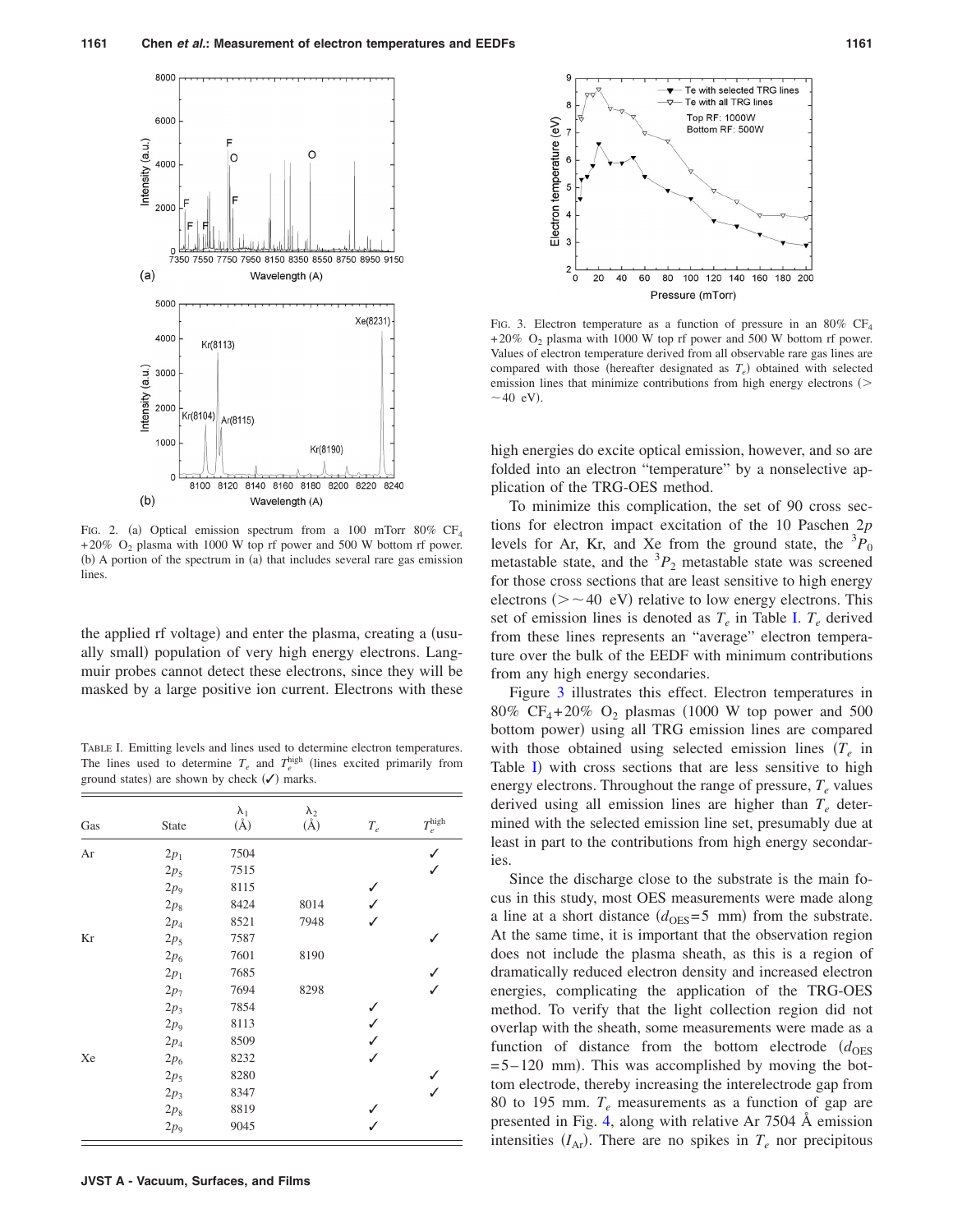FIG. 2. (a) Optical emission spectrum from a 100 mTorr 80% $CF_4$ +20% $O_2$ plasma with 1000 W top rf power and 500 W bottom rf power. (b) A portion of the spectrum in (a) that includes several rare gas emission lines.

the applied rf voltage) and enter the plasma, creating a (usually small) population of very high energy electrons. Langmuir probes cannot detect these electrons, since they will be masked by a large positive ion current. Electrons with these high energies do excite optical emission, however, and so are folded into an electron "temperature" by a nonselective application of the TRG-OES method.

To minimize this complication, the set of 90 cross sections for electron impact excitation of the 10 Paschen $2p$ levels for Ar, Kr, and Xe from the ground state, the $^3P_0$ metastable state, and the $^3P_2$ metastable state was screened for those cross sections that are least sensitive to high energy electrons ($>\sim 40$ eV) relative to low energy electrons. This set of emission lines is denoted as $T_e$ in Table I. $T_e$ derived from these lines represents an "average" electron temperature over the bulk of the EEDF with minimum contributions from any high energy secondaries.

Figure 3 illustrates this effect. Electron temperatures in 80% $CF_4$+20% $O_2$ plasmas (1000 W top power and 500 bottom power) using all TRG emission lines are compared with those obtained using selected emission lines ($T_e$ in Table I) with cross sections that are less sensitive to high energy electrons. Throughout the range of pressure, $T_e$ values derived using all emission lines are higher than $T_e$ determined with the selected emission line set, presumably due at least in part to the contributions from high energy secondaries.

Since the discharge close to the substrate is the main focus in this study, most OES measurements were made along a line at a short distance ($d_{OES}$=5 mm) from the substrate. At the same time, it is important that the observation region does not include the plasma sheath, as this is a region of dramatically reduced electron density and increased electron energies, complicating the application of the TRG-OES method. To verify that the light collection region did not overlap with the sheath, some measurements were made as a function of distance from the bottom electrode ($d_{OES}$ =5–120 mm). This was accomplished by moving the bottom electrode, thereby increasing the interelectrode gap from 80 to 195 mm. $T_e$ measurements as a function of gap are presented in Fig. 4, along with relative Ar 7504 Å emission intensities ($I_{Ar}$). There are no spikes in $T_e$ nor precipitous

TABLE I. Emitting levels and lines used to determine electron temperatures. The lines used to determine $T_e$ and $T_e^{high}$ (lines excited primarily from ground states) are shown by check (✓) marks.

| Gas | State | $\lambda_1$ (Å) | $\lambda_2$ (Å) | $T_e$ | $T_e^{high}$ |
|---|---|---|---|---|---|
| Ar | $2p_1$ | 7504 | | | ✓ |
| | $2p_5$ | 7515 | | | ✓ |
| | $2p_9$ | 8115 | | ✓ | |
| | $2p_8$ | 8424 | 8014 | ✓ | |
| | $2p_4$ | 8521 | 7948 | ✓ | |
| Kr | $2p_5$ | 7587 | | | ✓ |
| | $2p_6$ | 7601 | 8190 | | |
| | $2p_1$ | 7685 | | | ✓ |
| | $2p_7$ | 7694 | 8298 | | ✓ |
| | $2p_3$ | 7854 | | ✓ | |
| | $2p_9$ | 8113 | | ✓ | |
| | $2p_4$ | 8509 | | ✓ | |
| Xe | $2p_6$ | 8232 | | ✓ | |
| | $2p_5$ | 8280 | | | ✓ |
| | $2p_3$ | 8347 | | | ✓ |
| | $2p_8$ | 8819 | | ✓ | |
| | $2p_9$ | 9045 | | ✓ | |

FIG. 3. Electron temperature as a function of pressure in an 80% $CF_4$ +20% $O_2$ plasma with 1000 W top rf power and 500 W bottom rf power. Values of electron temperature derived from all observable rare gas lines are compared with those (hereafter designated as $T_e$) obtained with selected emission lines that minimize contributions from high energy electrons ($>\sim 40$ eV).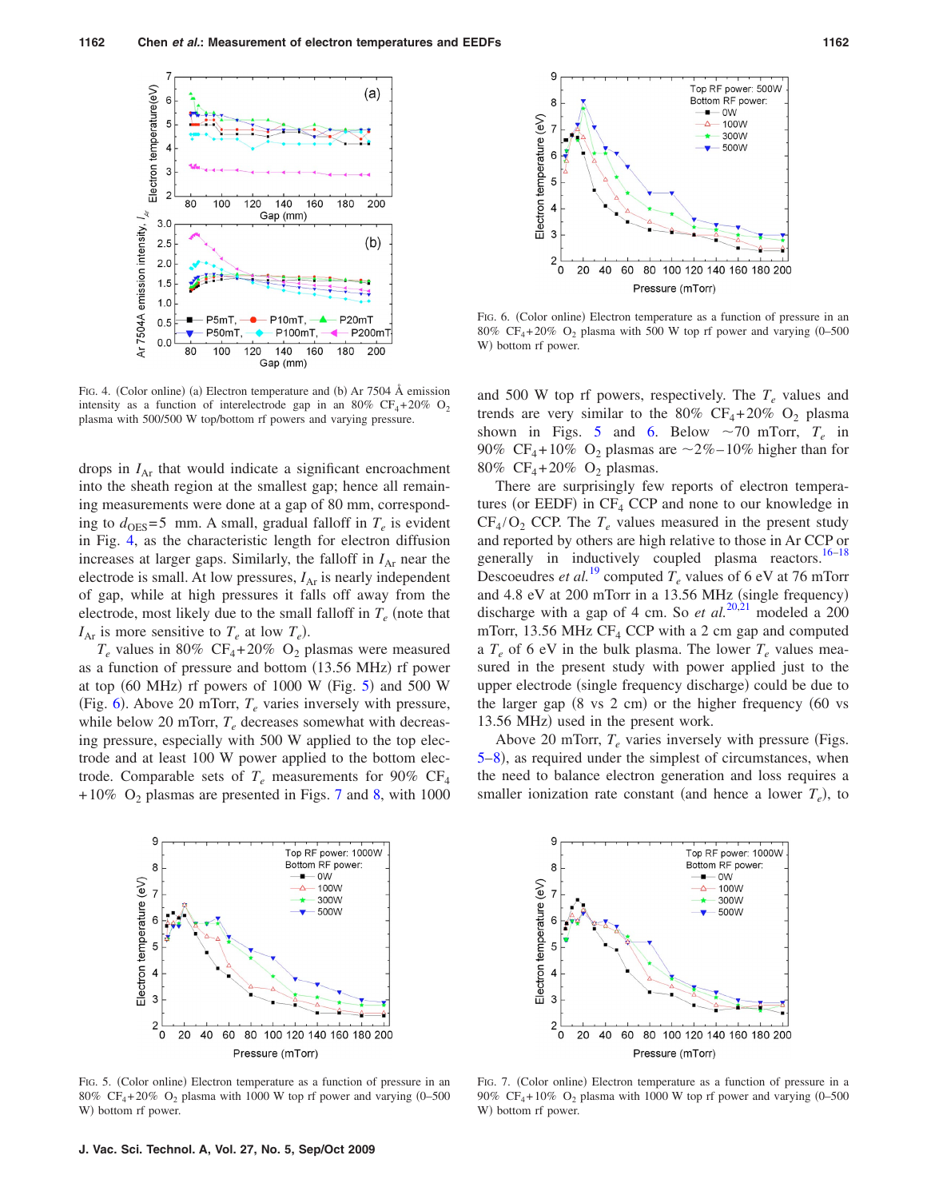FIG. 4. (Color online) (a) Electron temperature and (b) Ar 7504 Å emission intensity as a function of interelectrode gap in an 80% $CF_4$+20% $O_2$ plasma with 500/500 W top/bottom rf powers and varying pressure.

FIG. 6. (Color online) Electron temperature as a function of pressure in an 80% $CF_4$+20% $O_2$ plasma with 500 W top rf power and varying (0–500 W) bottom rf power.

drops in $I_{Ar}$ that would indicate a significant encroachment into the sheath region at the smallest gap; hence all remaining measurements were done at a gap of 80 mm, corresponding to $d_{OES}$=5 mm. A small, gradual falloff in $T_e$ is evident in Fig. 4, as the characteristic length for electron diffusion increases at larger gaps. Similarly, the falloff in $I_{Ar}$ near the electrode is small. At low pressures, $I_{Ar}$ is nearly independent of gap, while at high pressures it falls off away from the electrode, most likely due to the small falloff in $T_e$ (note that $I_{Ar}$ is more sensitive to $T_e$ at low $T_e$).

$T_e$ values in 80% $CF_4$+20% $O_2$ plasmas were measured as a function of pressure and bottom (13.56 MHz) rf power at top (60 MHz) rf powers of 1000 W (Fig. 5) and 500 W (Fig. 6). Above 20 mTorr, $T_e$ varies inversely with pressure, while below 20 mTorr, $T_e$ decreases somewhat with decreasing pressure, especially with 500 W applied to the top electrode and at least 100 W power applied to the bottom electrode. Comparable sets of $T_e$ measurements for 90% $CF_4$ +10% $O_2$ plasmas are presented in Figs. 7 and 8, with 1000 and 500 W top rf powers, respectively. The $T_e$ values and trends are very similar to the 80% $CF_4$+20% $O_2$ plasma shown in Figs. 5 and 6. Below ~70 mTorr, $T_e$ in 90% $CF_4$+10% $O_2$ plasmas are ~2%–10% higher than for 80% $CF_4$+20% $O_2$ plasmas.

There are surprisingly few reports of electron temperatures (or EEDF) in $CF_4$ CCP and none to our knowledge in $CF_4/O_2$ CCP. The $T_e$ values measured in the present study and reported by others are high relative to those in Ar CCP or generally in inductively coupled plasma reactors.[16–18] Descoeudres *et al.*[19] computed $T_e$ values of 6 eV at 76 mTorr and 4.8 eV at 200 mTorr in a 13.56 MHz (single frequency) discharge with a gap of 4 cm. So *et al.*[20,21] modeled a 200 mTorr, 13.56 MHz $CF_4$ CCP with a 2 cm gap and computed a $T_e$ of 6 eV in the bulk plasma. The lower $T_e$ values measured in the present study with power applied just to the upper electrode (single frequency discharge) could be due to the larger gap (8 vs 2 cm) or the higher frequency (60 vs 13.56 MHz) used in the present work.

Above 20 mTorr, $T_e$ varies inversely with pressure (Figs. 5–8), as required under the simplest of circumstances, when the need to balance electron generation and loss requires a smaller ionization rate constant (and hence a lower $T_e$), to

FIG. 5. (Color online) Electron temperature as a function of pressure in an 80% $CF_4$+20% $O_2$ plasma with 1000 W top rf power and varying (0–500 W) bottom rf power.

FIG. 7. (Color online) Electron temperature as a function of pressure in a 90% $CF_4$+10% $O_2$ plasma with 1000 W top rf power and varying (0–500 W) bottom rf power.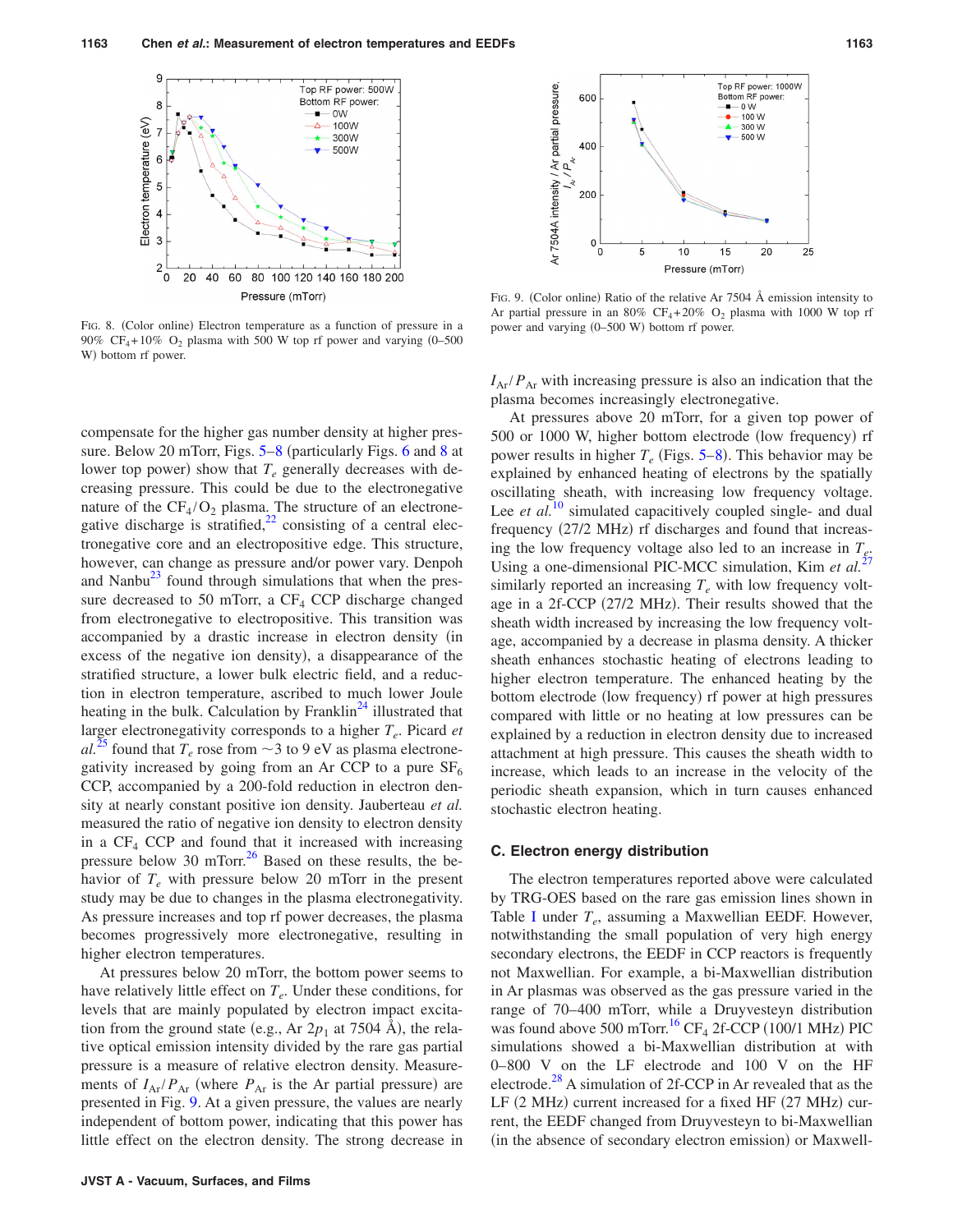FIG. 8. (Color online) Electron temperature as a function of pressure in a 90% $CF_4$+10% $O_2$ plasma with 500 W top rf power and varying (0–500 W) bottom rf power.

FIG. 9. (Color online) Ratio of the relative Ar 7504 Å emission intensity to Ar partial pressure in an 80% $CF_4$+20% $O_2$ plasma with 1000 W top rf power and varying (0–500 W) bottom rf power.

compensate for the higher gas number density at higher pressure. Below 20 mTorr, Figs. 5–8 (particularly Figs. 6 and 8 at lower top power) show that $T_e$ generally decreases with decreasing pressure. This could be due to the electronegative nature of the $CF_4/O_2$ plasma. The structure of an electronegative discharge is stratified,[22] consisting of a central electronegative core and an electropositive edge. This structure, however, can change as pressure and/or power vary. Denpoh and Nanbu[23] found through simulations that when the pressure decreased to 50 mTorr, a $CF_4$ CCP discharge changed from electronegative to electropositive. This transition was accompanied by a drastic increase in electron density (in excess of the negative ion density), a disappearance of the stratified structure, a lower bulk electric field, and a reduction in electron temperature, ascribed to much lower Joule heating in the bulk. Calculation by Franklin[24] illustrated that larger electronegativity corresponds to a higher $T_e$. Picard *et al.*[25] found that $T_e$ rose from ~3 to 9 eV as plasma electronegativity increased by going from an Ar CCP to a pure $SF_6$ CCP, accompanied by a 200-fold reduction in electron density at nearly constant positive ion density. Jauberteau *et al.* measured the ratio of negative ion density to electron density in a $CF_4$ CCP and found that it increased with increasing pressure below 30 mTorr.[26] Based on these results, the behavior of $T_e$ with pressure below 20 mTorr in the present study may be due to changes in the plasma electronegativity. As pressure increases and top rf power decreases, the plasma becomes progressively more electronegative, resulting in higher electron temperatures.

At pressures below 20 mTorr, the bottom power seems to have relatively little effect on $T_e$. Under these conditions, for levels that are mainly populated by electron impact excitation from the ground state (e.g., Ar $2p_1$ at 7504 Å), the relative optical emission intensity divided by the rare gas partial pressure is a measure of relative electron density. Measurements of $I_{Ar}/P_{Ar}$ (where $P_{Ar}$ is the Ar partial pressure) are presented in Fig. 9. At a given pressure, the values are nearly independent of bottom power, indicating that this power has little effect on the electron density. The strong decrease in $I_{Ar}/P_{Ar}$ with increasing pressure is also an indication that the plasma becomes increasingly electronegative.

At pressures above 20 mTorr, for a given top power of 500 or 1000 W, higher bottom electrode (low frequency) rf power results in higher $T_e$ (Figs. 5–8). This behavior may be explained by enhanced heating of electrons by the spatially oscillating sheath, with increasing low frequency voltage. Lee *et al.*[10] simulated capacitively coupled single- and dual frequency (27/2 MHz) rf discharges and found that increasing the low frequency voltage also led to an increase in $T_e$. Using a one-dimensional PIC-MCC simulation, Kim *et al.*[27] similarly reported an increasing $T_e$ with low frequency voltage in a 2f-CCP (27/2 MHz). Their results showed that the sheath width increased by increasing the low frequency voltage, accompanied by a decrease in plasma density. A thicker sheath enhances stochastic heating of electrons leading to higher electron temperature. The enhanced heating by the bottom electrode (low frequency) rf power at high pressures compared with little or no heating at low pressures can be explained by a reduction in electron density due to increased attachment at high pressure. This causes the sheath width to increase, which leads to an increase in the velocity of the periodic sheath expansion, which in turn causes enhanced stochastic electron heating.

### C. Electron energy distribution

The electron temperatures reported above were calculated by TRG-OES based on the rare gas emission lines shown in Table I under $T_e$, assuming a Maxwellian EEDF. However, notwithstanding the small population of very high energy secondary electrons, the EEDF in CCP reactors is frequently not Maxwellian. For example, a bi-Maxwellian distribution in Ar plasmas was observed as the gas pressure varied in the range of 70–400 mTorr, while a Druyvesteyn distribution was found above 500 mTorr.[16] $CF_4$ 2f-CCP (100/1 MHz) PIC simulations showed a bi-Maxwellian distribution at with 0–800 V on the LF electrode and 100 V on the HF electrode.[28] A simulation of 2f-CCP in Ar revealed that as the LF (2 MHz) current increased for a fixed HF (27 MHz) current, the EEDF changed from Druyvesteyn to bi-Maxwellian (in the absence of secondary electron emission) or Maxwell-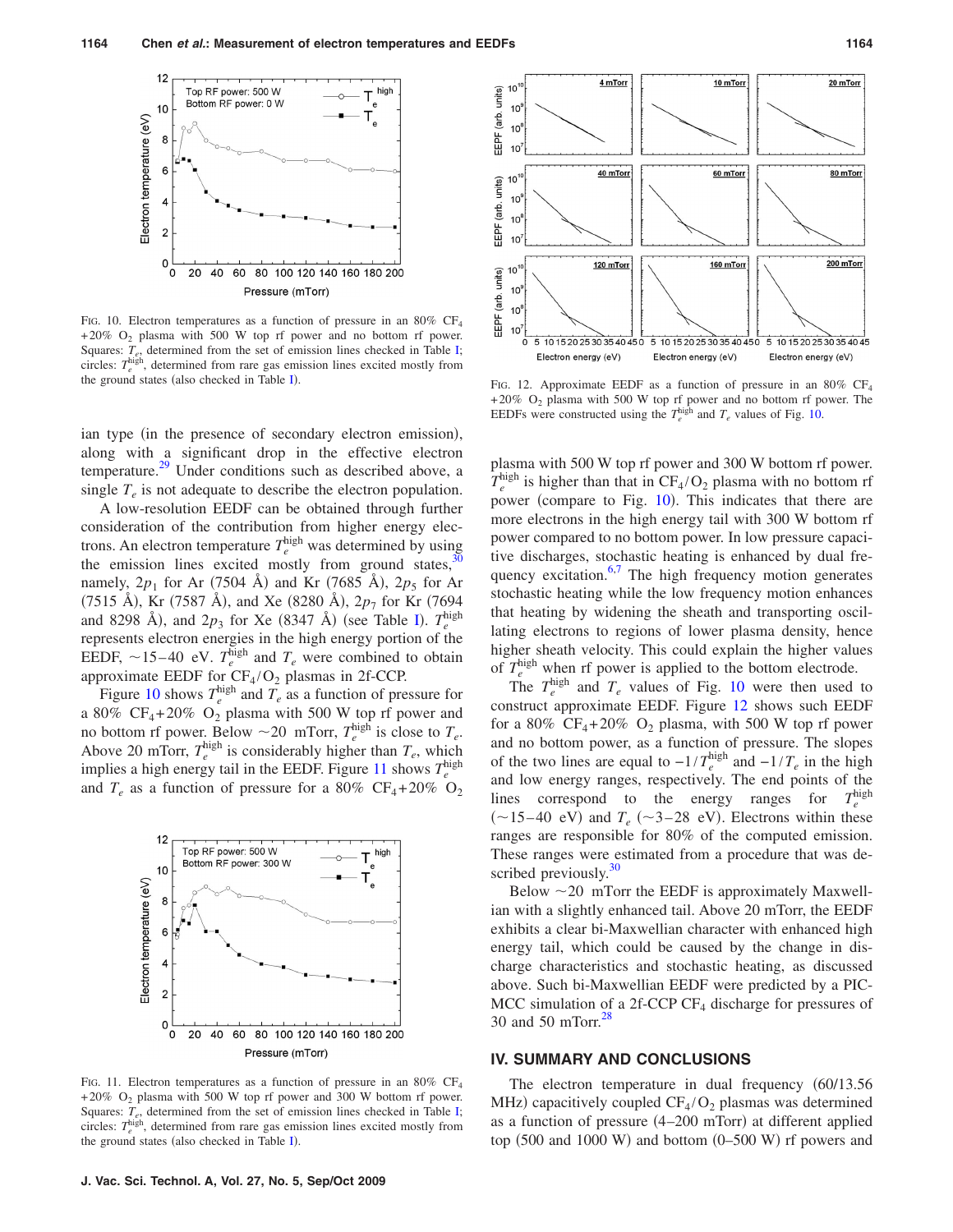FIG. 10. Electron temperatures as a function of pressure in an 80% $CF_4$ +20% $O_2$ plasma with 500 W top rf power and no bottom rf power. Squares: $T_e$, determined from the set of emission lines checked in Table I; circles: $T_e^{high}$, determined from rare gas emission lines excited mostly from the ground states (also checked in Table I).

ian type (in the presence of secondary electron emission), along with a significant drop in the effective electron temperature.[29] Under conditions such as described above, a single $T_e$ is not adequate to describe the electron population.

A low-resolution EEDF can be obtained through further consideration of the contribution from higher energy electrons. An electron temperature $T_e^{high}$ was determined by using the emission lines excited mostly from ground states,[30] namely, $2p_1$ for Ar (7504 Å) and Kr (7685 Å), $2p_5$ for Ar (7515 Å), Kr (7587 Å), and Xe (8280 Å), $2p_7$ for Kr (7694 and 8298 Å), and $2p_3$ for Xe (8347 Å) (see Table I). $T_e^{high}$ represents electron energies in the high energy portion of the EEDF, ~15–40 eV. $T_e^{high}$ and $T_e$ were combined to obtain approximate EEDF for $CF_4/O_2$ plasmas in 2f-CCP.

Figure 10 shows $T_e^{high}$ and $T_e$ as a function of pressure for a 80% $CF_4$+20% $O_2$ plasma with 500 W top rf power and no bottom rf power. Below ~20 mTorr, $T_e^{high}$ is close to $T_e$. Above 20 mTorr, $T_e^{high}$ is considerably higher than $T_e$, which implies a high energy tail in the EEDF. Figure 11 shows $T_e^{high}$ and $T_e$ as a function of pressure for a 80% $CF_4$+20% $O_2$ plasma with 500 W top rf power and 300 W bottom rf power. $T_e^{high}$ is higher than that in $CF_4/O_2$ plasma with no bottom rf power (compare to Fig. 10). This indicates that there are more electrons in the high energy tail with 300 W bottom rf power compared to no bottom power. In low pressure capacitive discharges, stochastic heating is enhanced by dual frequency excitation.[6,7] The high frequency motion generates stochastic heating while the low frequency motion enhances that heating by widening the sheath and transporting oscillating electrons to regions of lower plasma density, hence higher sheath velocity. This could explain the higher values of $T_e^{high}$ when rf power is applied to the bottom electrode.

FIG. 11. Electron temperatures as a function of pressure in an 80% $CF_4$ +20% $O_2$ plasma with 500 W top rf power and 300 W bottom rf power. Squares: $T_e$, determined from the set of emission lines checked in Table I; circles: $T_e^{high}$, determined from rare gas emission lines excited mostly from the ground states (also checked in Table I).

FIG. 12. Approximate EEDF as a function of pressure in an 80% $CF_4$ +20% $O_2$ plasma with 500 W top rf power and no bottom rf power. The EEDFs were constructed using the $T_e^{high}$ and $T_e$ values of Fig. 10.

The $T_e^{high}$ and $T_e$ values of Fig. 10 were then used to construct approximate EEDF. Figure 12 shows such EEDF for a 80% $CF_4$+20% $O_2$ plasma, with 500 W top rf power and no bottom power, as a function of pressure. The slopes of the two lines are equal to $-1/T_e^{high}$ and $-1/T_e$ in the high and low energy ranges, respectively. The end points of the lines correspond to the energy ranges for $T_e^{high}$ (~15–40 eV) and $T_e$ (~3–28 eV). Electrons within these ranges are responsible for 80% of the computed emission. These ranges were estimated from a procedure that was described previously.[30]

Below ~20 mTorr the EEDF is approximately Maxwellian with a slightly enhanced tail. Above 20 mTorr, the EEDF exhibits a clear bi-Maxwellian character with enhanced high energy tail, which could be caused by the change in discharge characteristics and stochastic heating, as discussed above. Such bi-Maxwellian EEDF were predicted by a PIC-MCC simulation of a 2f-CCP $CF_4$ discharge for pressures of 30 and 50 mTorr.[28]

## IV. SUMMARY AND CONCLUSIONS

The electron temperature in dual frequency (60/13.56 MHz) capacitively coupled $CF_4/O_2$ plasmas was determined as a function of pressure (4–200 mTorr) at different applied top (500 and 1000 W) and bottom (0–500 W) rf powers and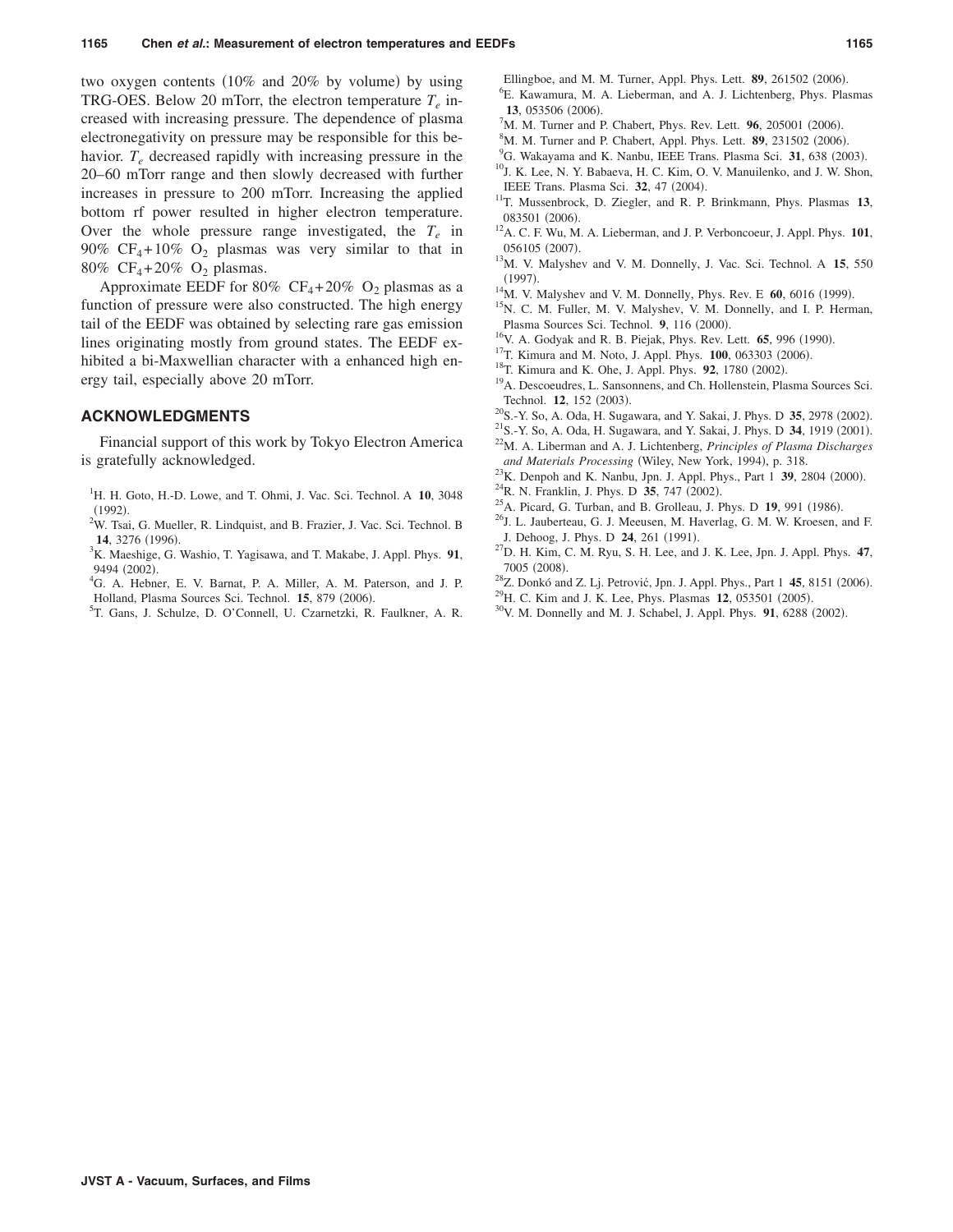two oxygen contents (10% and 20% by volume) by using TRG-OES. Below 20 mTorr, the electron temperature $T_e$ increased with increasing pressure. The dependence of plasma electronegativity on pressure may be responsible for this behavior. $T_e$ decreased rapidly with increasing pressure in the 20–60 mTorr range and then slowly decreased with further increases in pressure to 200 mTorr. Increasing the applied bottom rf power resulted in higher electron temperature. Over the whole pressure range investigated, the $T_e$ in 90% $CF_4$+10% $O_2$ plasmas was very similar to that in 80% $CF_4$+20% $O_2$ plasmas.

Approximate EEDF for 80% $CF_4$+20% $O_2$ plasmas as a function of pressure were also constructed. The high energy tail of the EEDF was obtained by selecting rare gas emission lines originating mostly from ground states. The EEDF exhibited a bi-Maxwellian character with a enhanced high energy tail, especially above 20 mTorr.

## ACKNOWLEDGMENTS

Financial support of this work by Tokyo Electron America is gratefully acknowledged.

[1] H. H. Goto, H.-D. Lowe, and T. Ohmi, J. Vac. Sci. Technol. A **10**, 3048 (1992).
[2] W. Tsai, G. Mueller, R. Lindquist, and B. Frazier, J. Vac. Sci. Technol. B **14**, 3276 (1996).
[3] K. Maeshige, G. Washio, T. Yagisawa, and T. Makabe, J. Appl. Phys. **91**, 9494 (2002).
[4] G. A. Hebner, E. V. Barnat, P. A. Miller, A. M. Paterson, and J. P. Holland, Plasma Sources Sci. Technol. **15**, 879 (2006).
[5] T. Gans, J. Schulze, D. O'Connell, U. Czarnetzki, R. Faulkner, A. R. Ellingboe, and M. M. Turner, Appl. Phys. Lett. **89**, 261502 (2006).
[6] E. Kawamura, M. A. Lieberman, and A. J. Lichtenberg, Phys. Plasmas **13**, 053506 (2006).
[7] M. M. Turner and P. Chabert, Phys. Rev. Lett. **96**, 205001 (2006).
[8] M. M. Turner and P. Chabert, Appl. Phys. Lett. **89**, 231502 (2006).
[9] G. Wakayama and K. Nanbu, IEEE Trans. Plasma Sci. **31**, 638 (2003).
[10] J. K. Lee, N. Y. Babaeva, H. C. Kim, O. V. Manuilenko, and J. W. Shon, IEEE Trans. Plasma Sci. **32**, 47 (2004).
[11] T. Mussenbrock, D. Ziegler, and R. P. Brinkmann, Phys. Plasmas **13**, 083501 (2006).
[12] A. C. F. Wu, M. A. Lieberman, and J. P. Verboncoeur, J. Appl. Phys. **101**, 056105 (2007).
[13] M. V. Malyshev and V. M. Donnelly, J. Vac. Sci. Technol. A **15**, 550 (1997).
[14] M. V. Malyshev and V. M. Donnelly, Phys. Rev. E **60**, 6016 (1999).
[15] N. C. M. Fuller, M. V. Malyshev, V. M. Donnelly, and I. P. Herman, Plasma Sources Sci. Technol. **9**, 116 (2000).
[16] V. A. Godyak and R. B. Piejak, Phys. Rev. Lett. **65**, 996 (1990).
[17] T. Kimura and M. Noto, J. Appl. Phys. **100**, 063303 (2006).
[18] T. Kimura and K. Ohe, J. Appl. Phys. **92**, 1780 (2002).
[19] A. Descoeudres, L. Sansonnens, and Ch. Hollenstein, Plasma Sources Sci. Technol. **12**, 152 (2003).
[20] S.-Y. So, A. Oda, H. Sugawara, and Y. Sakai, J. Phys. D **35**, 2978 (2002).
[21] S.-Y. So, A. Oda, H. Sugawara, and Y. Sakai, J. Phys. D **34**, 1919 (2001).
[22] M. A. Liberman and A. J. Lichtenberg, *Principles of Plasma Discharges and Materials Processing* (Wiley, New York, 1994), p. 318.
[23] K. Denpoh and K. Nanbu, Jpn. J. Appl. Phys., Part 1 **39**, 2804 (2000).
[24] R. N. Franklin, J. Phys. D **35**, 747 (2002).
[25] A. Picard, G. Turban, and B. Grolleau, J. Phys. D **19**, 991 (1986).
[26] J. L. Jauberteau, G. J. Meeusen, M. Haverlag, G. M. W. Kroesen, and F. J. Dehoog, J. Phys. D **24**, 261 (1991).
[27] D. H. Kim, C. M. Ryu, S. H. Lee, and J. K. Lee, Jpn. J. Appl. Phys. **47**, 7005 (2008).
[28] Z. Donkó and Z. Lj. Petrović, Jpn. J. Appl. Phys., Part 1 **45**, 8151 (2006).
[29] H. C. Kim and J. K. Lee, Phys. Plasmas **12**, 053501 (2005).
[30] V. M. Donnelly and M. J. Schabel, J. Appl. Phys. **91**, 6288 (2002).